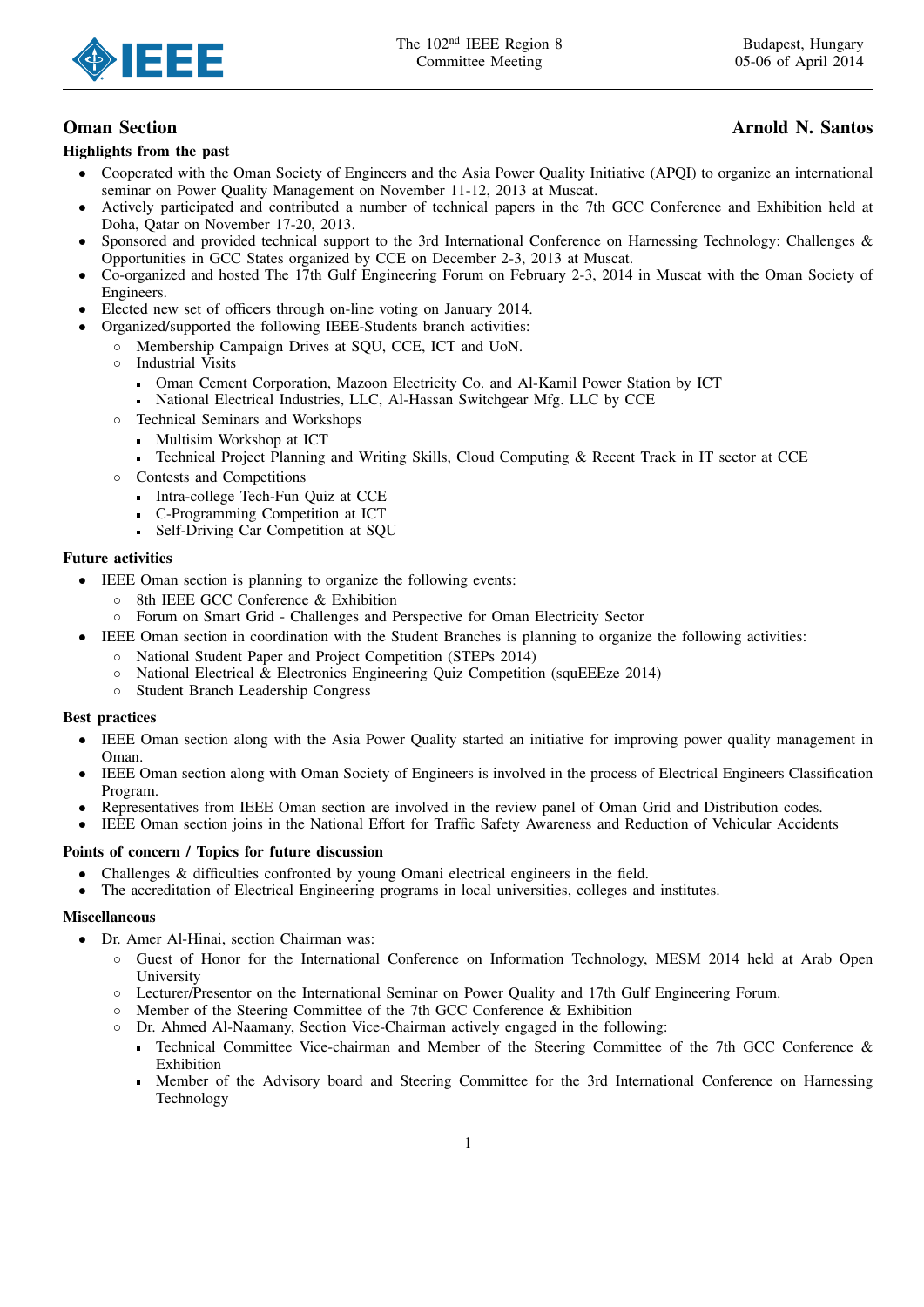## Oman Section — Arnold N. Santos

### Highlights from the past

- Cooperated with the Oman Society of Engineers and the Asia Power Quality Initiative (APQI) to organize an international seminar on Power Quality Management on November 11-12, 2013 at Muscat.
- Actively participated and contributed a number of technical papers in the 7th GCC Conference and Exhibition held at Doha, Qatar on November 17-20, 2013.
- Sponsored and provided technical support to the 3rd International Conference on Harnessing Technology: Challenges & Opportunities in GCC States organized by CCE on December 2-3, 2013 at Muscat.
- Co-organized and hosted The 17th Gulf Engineering Forum on February 2-3, 2014 in Muscat with the Oman Society of Engineers.
- Elected new set of officers through on-line voting on January 2014.
- Organized/supported the following IEEE-Students branch activities:
  - Membership Campaign Drives at SQU, CCE, ICT and UoN.
  - Industrial Visits
    - Oman Cement Corporation, Mazoon Electricity Co. and Al-Kamil Power Station by ICT
    - National Electrical Industries, LLC, Al-Hassan Switchgear Mfg. LLC by CCE
  - Technical Seminars and Workshops
    - Multisim Workshop at ICT
    - Technical Project Planning and Writing Skills, Cloud Computing & Recent Track in IT sector at CCE
  - Contests and Competitions
    - Intra-college Tech-Fun Quiz at CCE
    - C-Programming Competition at ICT
    - Self-Driving Car Competition at SQU

### Future activities

- IEEE Oman section is planning to organize the following events:
  - 8th IEEE GCC Conference & Exhibition
  - Forum on Smart Grid - Challenges and Perspective for Oman Electricity Sector
- IEEE Oman section in coordination with the Student Branches is planning to organize the following activities:
  - National Student Paper and Project Competition (STEPs 2014)
  - National Electrical & Electronics Engineering Quiz Competition (squEEEze 2014)
  - Student Branch Leadership Congress

### Best practices

- IEEE Oman section along with the Asia Power Quality started an initiative for improving power quality management in Oman.
- IEEE Oman section along with Oman Society of Engineers is involved in the process of Electrical Engineers Classification Program.
- Representatives from IEEE Oman section are involved in the review panel of Oman Grid and Distribution codes.
- IEEE Oman section joins in the National Effort for Traffic Safety Awareness and Reduction of Vehicular Accidents

### Points of concern / Topics for future discussion

- Challenges & difficulties confronted by young Omani electrical engineers in the field.
- The accreditation of Electrical Engineering programs in local universities, colleges and institutes.

### Miscellaneous

- Dr. Amer Al-Hinai, section Chairman was:
  - Guest of Honor for the International Conference on Information Technology, MESM 2014 held at Arab Open University
  - Lecturer/Presentor on the International Seminar on Power Quality and 17th Gulf Engineering Forum.
  - Member of the Steering Committee of the 7th GCC Conference & Exhibition
  - Dr. Ahmed Al-Naamany, Section Vice-Chairman actively engaged in the following:
    - Technical Committee Vice-chairman and Member of the Steering Committee of the 7th GCC Conference & Exhibition
    - Member of the Advisory board and Steering Committee for the 3rd International Conference on Harnessing Technology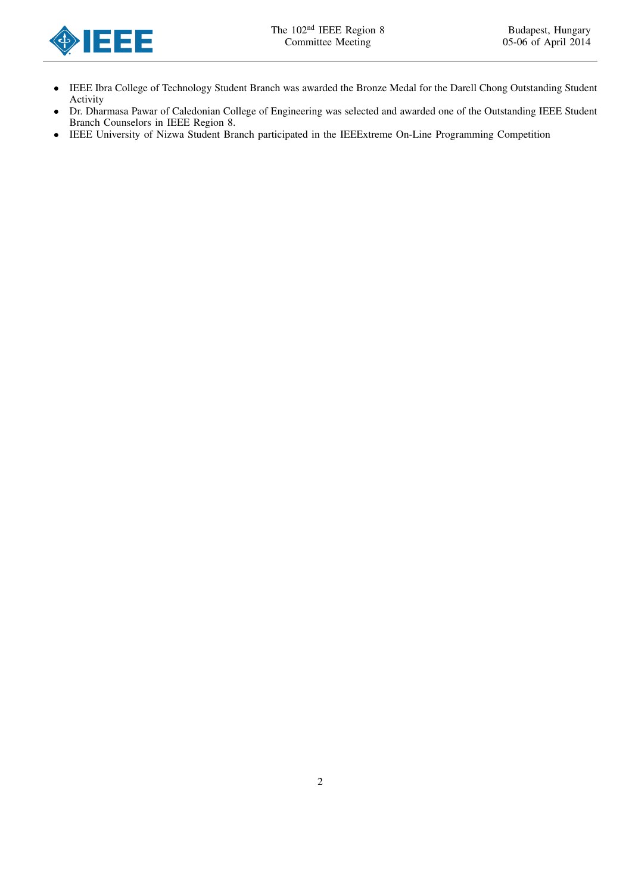- IEEE Ibra College of Technology Student Branch was awarded the Bronze Medal for the Darell Chong Outstanding Student Activity
- Dr. Dharmasa Pawar of Caledonian College of Engineering was selected and awarded one of the Outstanding IEEE Student Branch Counselors in IEEE Region 8.
- IEEE University of Nizwa Student Branch participated in the IEEExtreme On-Line Programming Competition